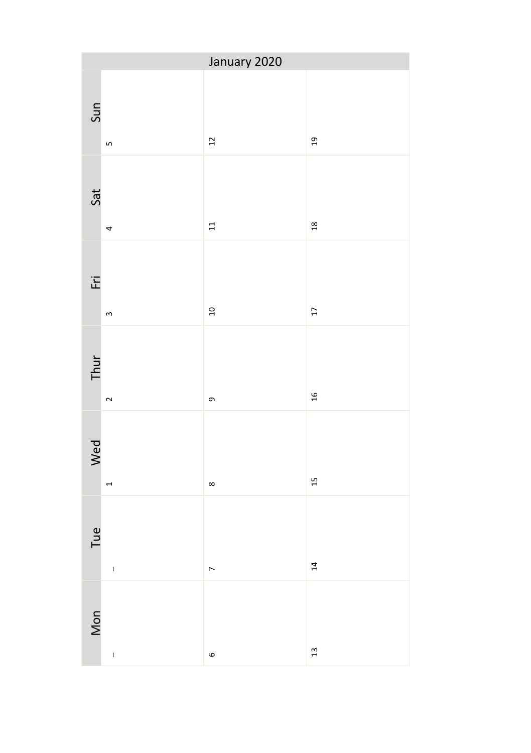| January 2020 | | | |
|---|---|---|---|
| Mon | – | 6 | 13 |
| Tue | – | 7 | 14 |
| Wed | 1 | 8 | 15 |
| Thur | 2 | 9 | 16 |
| Fri | 3 | 10 | 17 |
| Sat | 4 | 11 | 18 |
| Sun | 5 | 12 | 19 |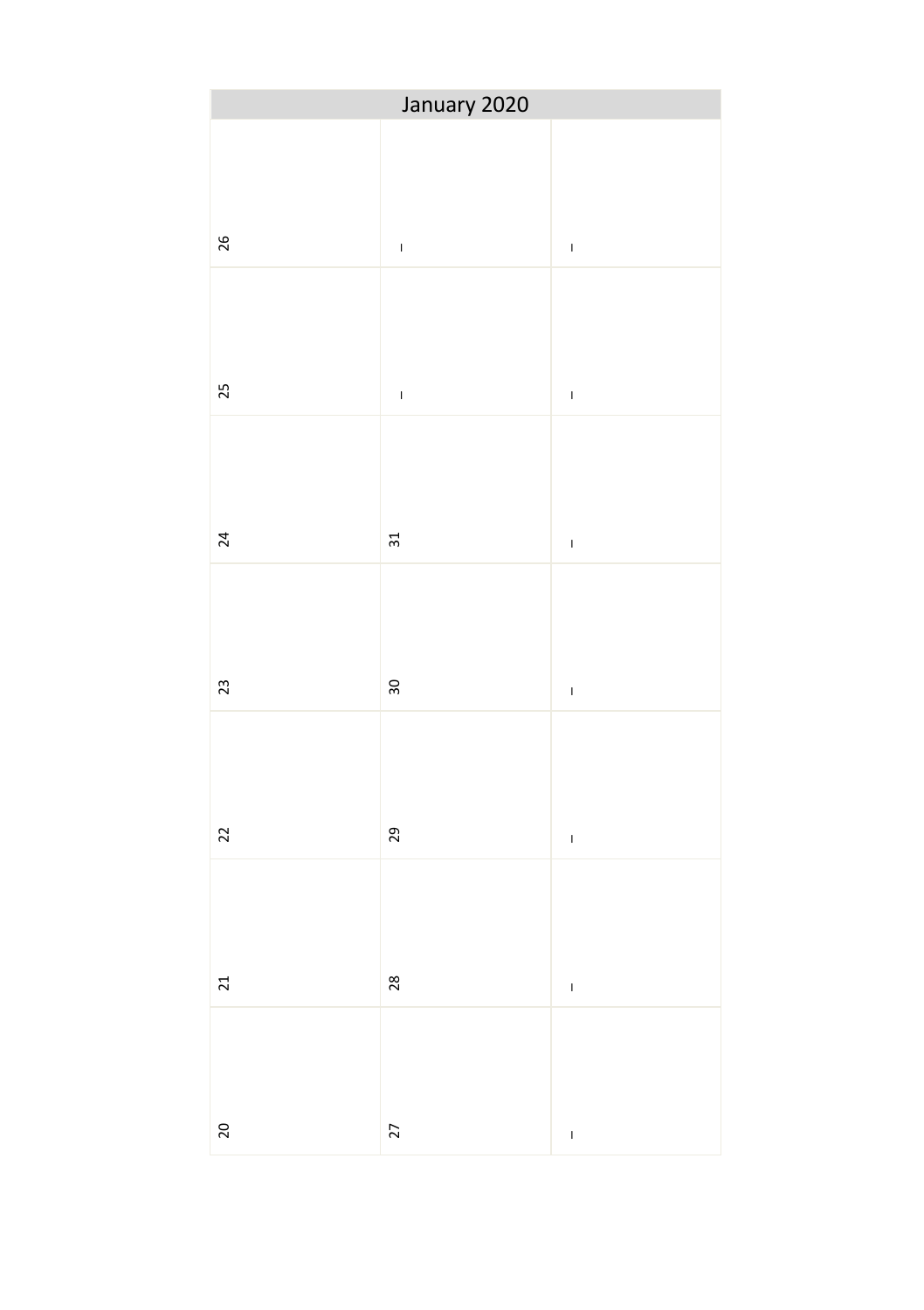# January 2020

| | | | | | | |
|---|---|---|---|---|---|---|
| 20 | 21 | 22 | 23 | 24 | 25 | 26 |
| 27 | 28 | 29 | 30 | 31 | – | – |
| – | – | – | – | – | – | – |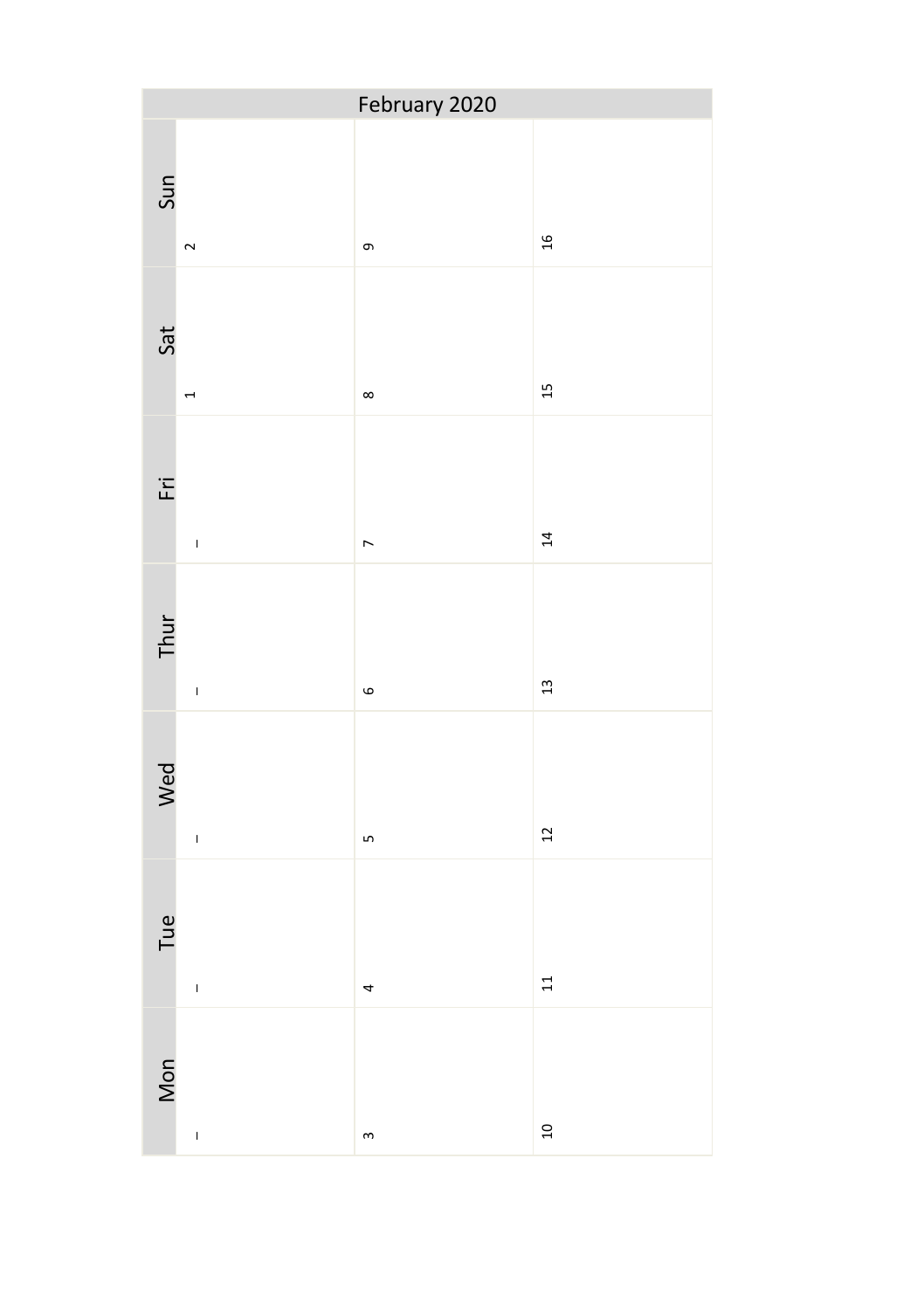# February 2020

| Mon | Tue | Wed | Thur | Fri | Sat | Sun |
|---|---|---|---|---|---|---|
| – | – | – | – | – | 1 | 2 |
| 3 | 4 | 5 | 6 | 7 | 8 | 9 |
| 10 | 11 | 12 | 13 | 14 | 15 | 16 |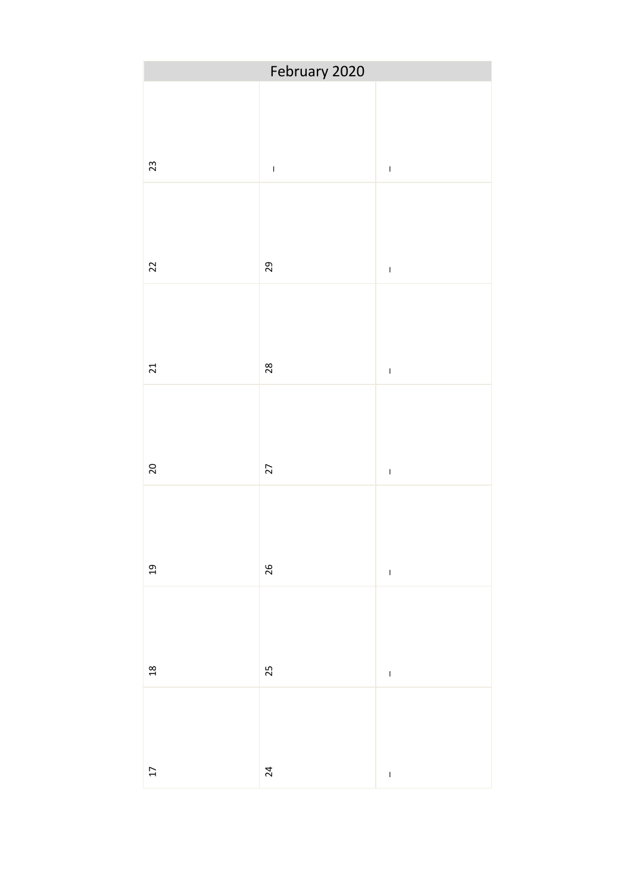# February 2020

| | | |
|---|---|---|
| 17 | 24 | – |
| 18 | 25 | – |
| 19 | 26 | – |
| 20 | 27 | – |
| 21 | 28 | – |
| 22 | 29 | – |
| 23 | – | – |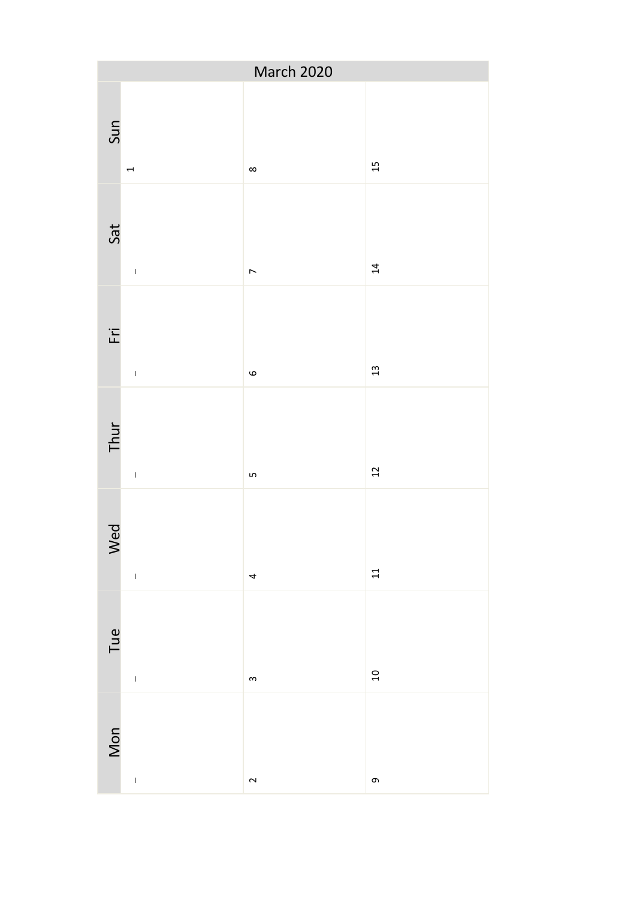| March 2020 | | | | | | |
|---|---|---|---|---|---|---|
| Mon | Tue | Wed | Thur | Fri | Sat | Sun |
| – | – | – | – | – | – | 1 |
| 2 | 3 | 4 | 5 | 6 | 7 | 8 |
| 9 | 10 | 11 | 12 | 13 | 14 | 15 |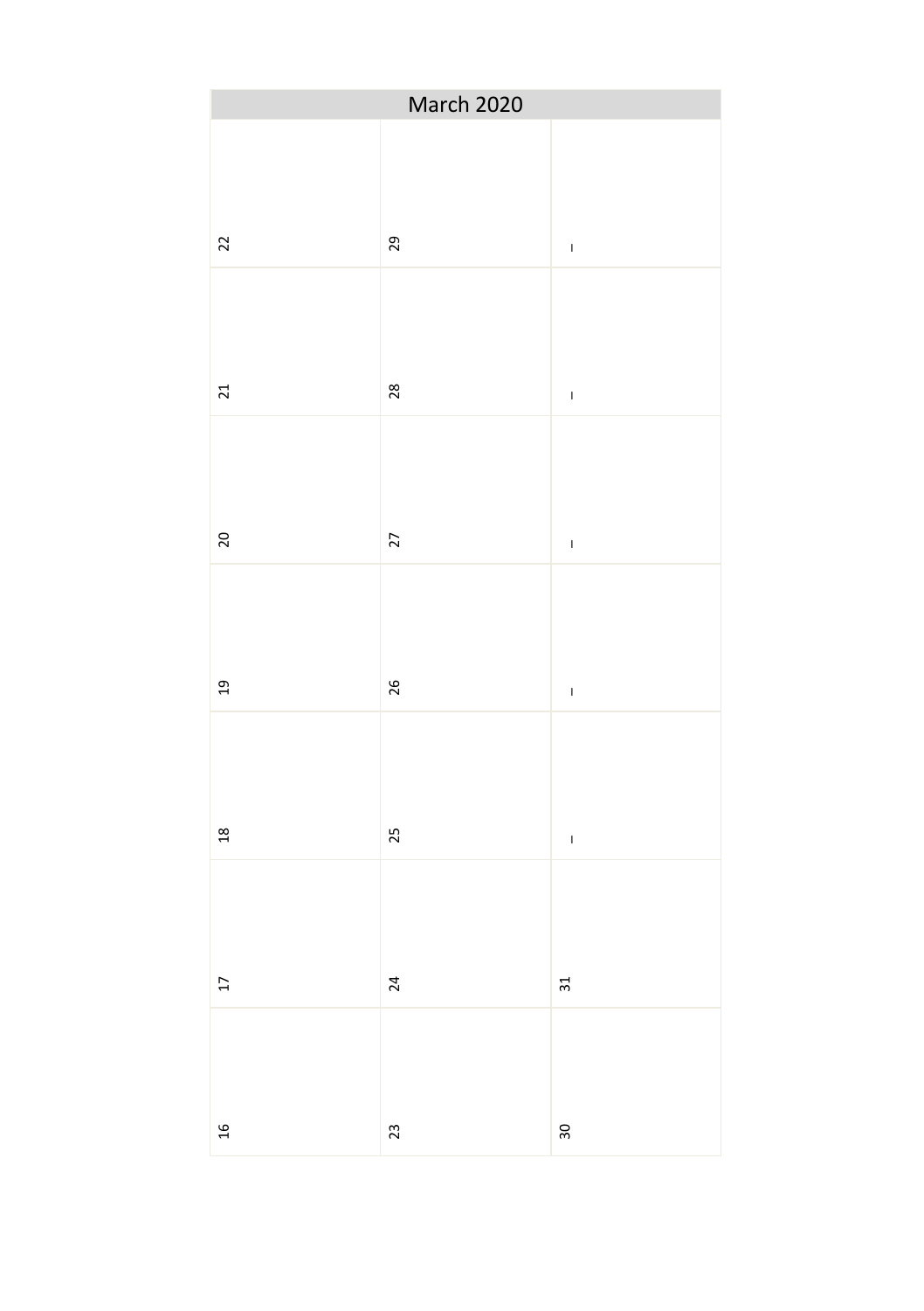# March 2020

| | | | | | | |
|---|---|---|---|---|---|---|
| 16 | 17 | 18 | 19 | 20 | 21 | 22 |
| 23 | 24 | 25 | 26 | 27 | 28 | 29 |
| 30 | 31 | – | – | – | – | – |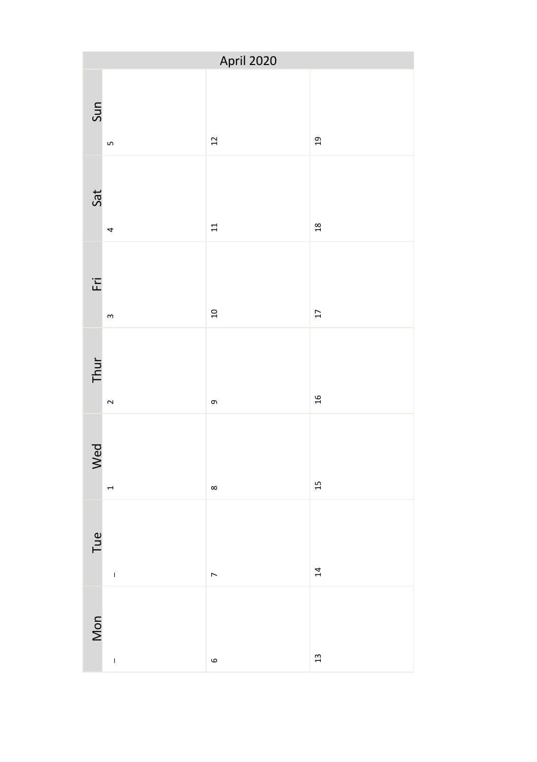| April 2020 | | | | | | |
|---|---|---|---|---|---|---|
| Mon | Tue | Wed | Thur | Fri | Sat | Sun |
| – | – | 1 | 2 | 3 | 4 | 5 |
| 6 | 7 | 8 | 9 | 10 | 11 | 12 |
| 13 | 14 | 15 | 16 | 17 | 18 | 19 |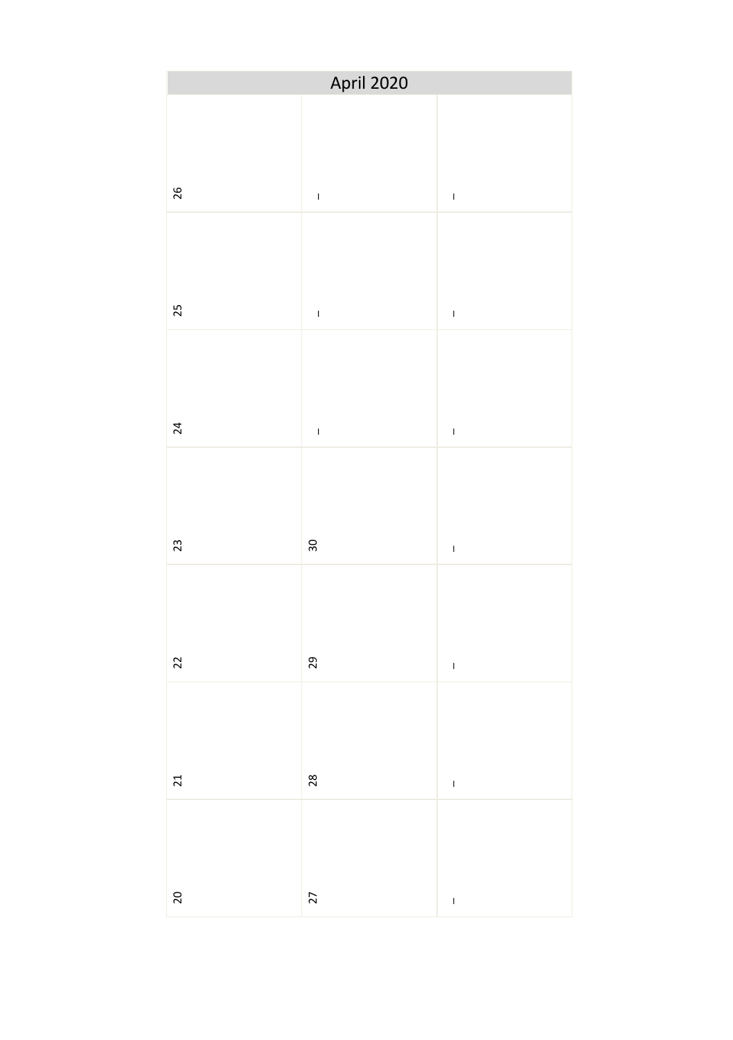# April 2020

| | | |
|---|---|---|
| 20 | 27 | – |
| 21 | 28 | – |
| 22 | 29 | – |
| 23 | 30 | – |
| 24 | – | – |
| 25 | – | – |
| 26 | – | – |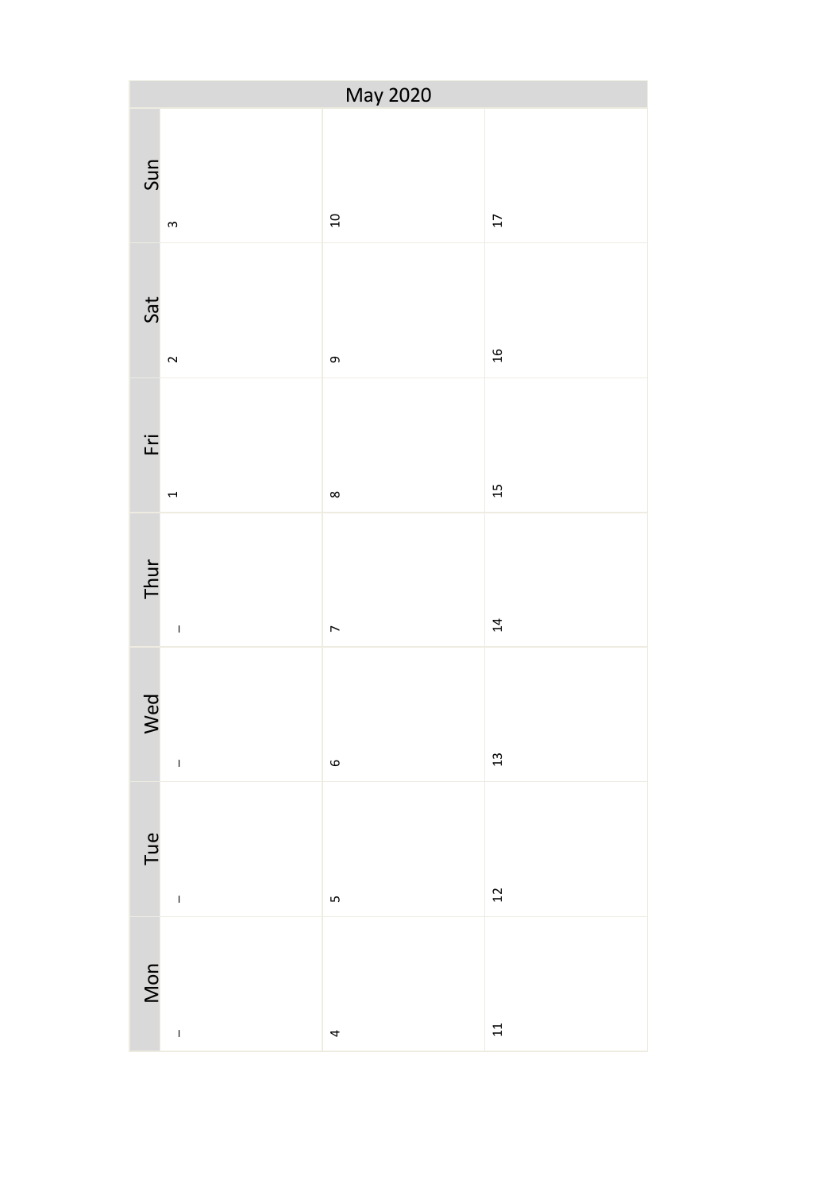# May 2020

| Mon | Tue | Wed | Thur | Fri | Sat | Sun |
|---|---|---|---|---|---|---|
| – | – | – | – | 1 | 2 | 3 |
| 4 | 5 | 6 | 7 | 8 | 9 | 10 |
| 11 | 12 | 13 | 14 | 15 | 16 | 17 |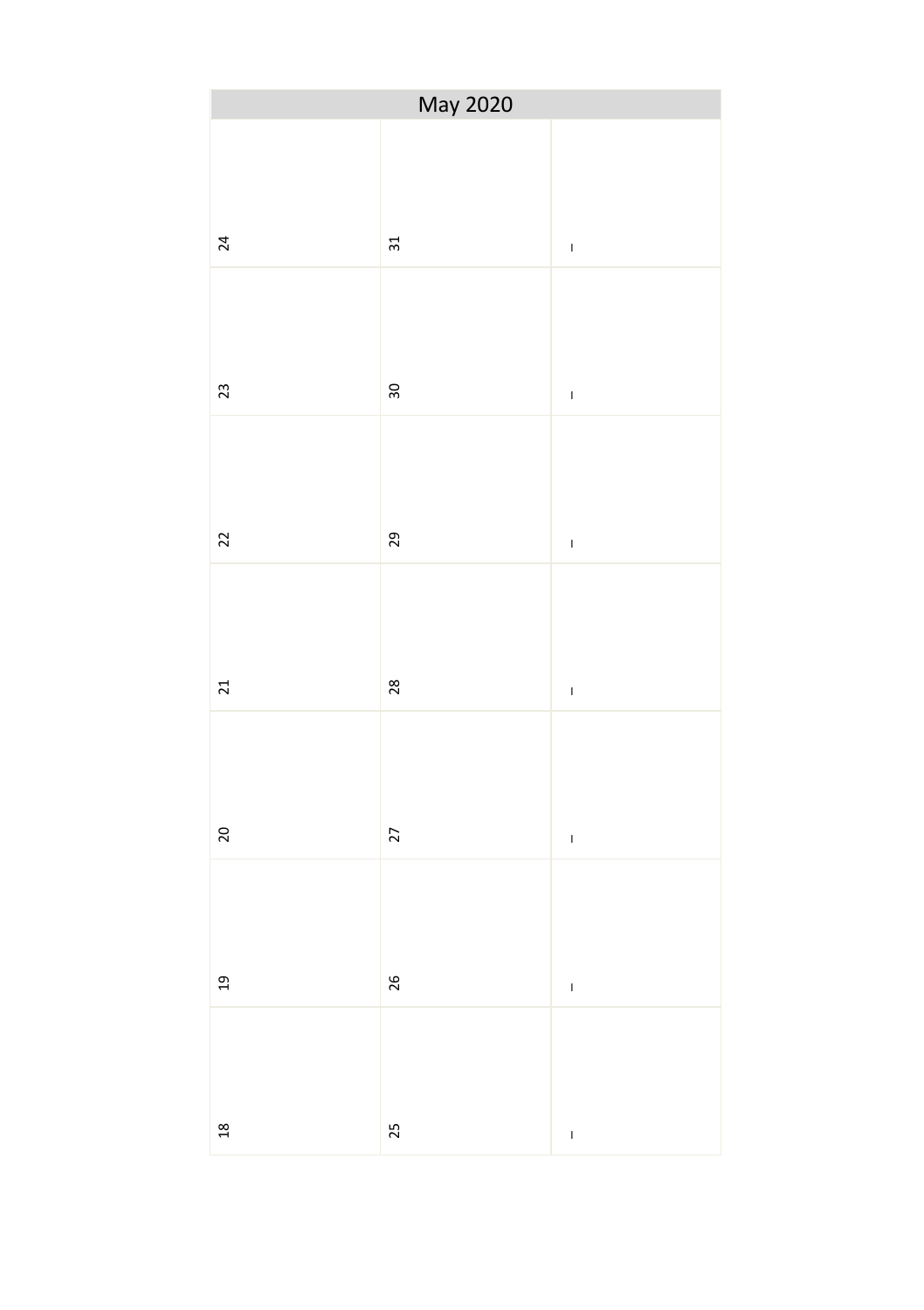# May 2020

| | | |
|---|---|---|
| 18 | 25 | – |
| 19 | 26 | – |
| 20 | 27 | – |
| 21 | 28 | – |
| 22 | 29 | – |
| 23 | 30 | – |
| 24 | 31 | – |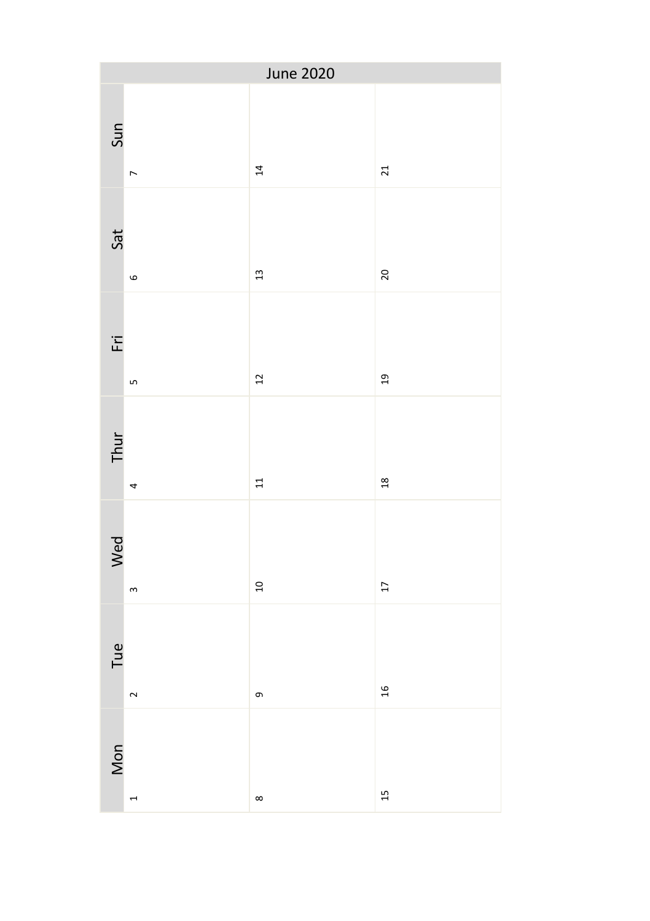## June 2020

| Mon | Tue | Wed | Thur | Fri | Sat | Sun |
|---|---|---|---|---|---|---|
| 1 | 2 | 3 | 4 | 5 | 6 | 7 |
| 8 | 9 | 10 | 11 | 12 | 13 | 14 |
| 15 | 16 | 17 | 18 | 19 | 20 | 21 |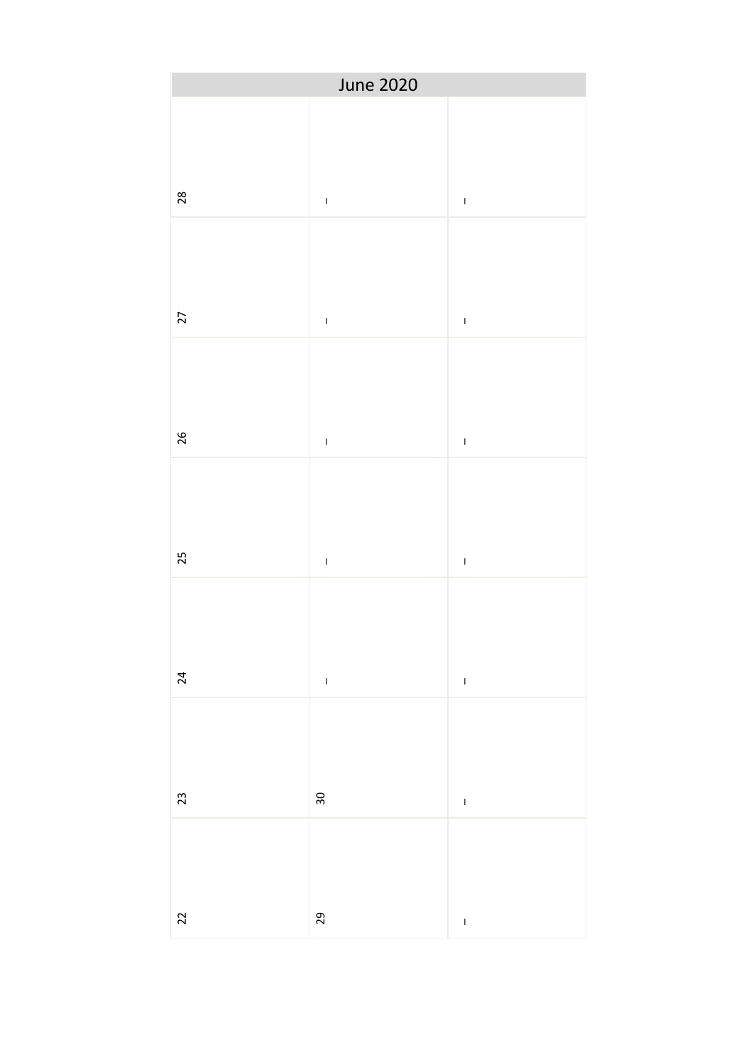| June 2020 | | | | | | |
|---|---|---|---|---|---|---|
| 22 | 23 | 24 | 25 | 26 | 27 | 28 |
| 29 | 30 | _ | _ | _ | _ | _ |
| _ | _ | _ | _ | _ | _ | _ |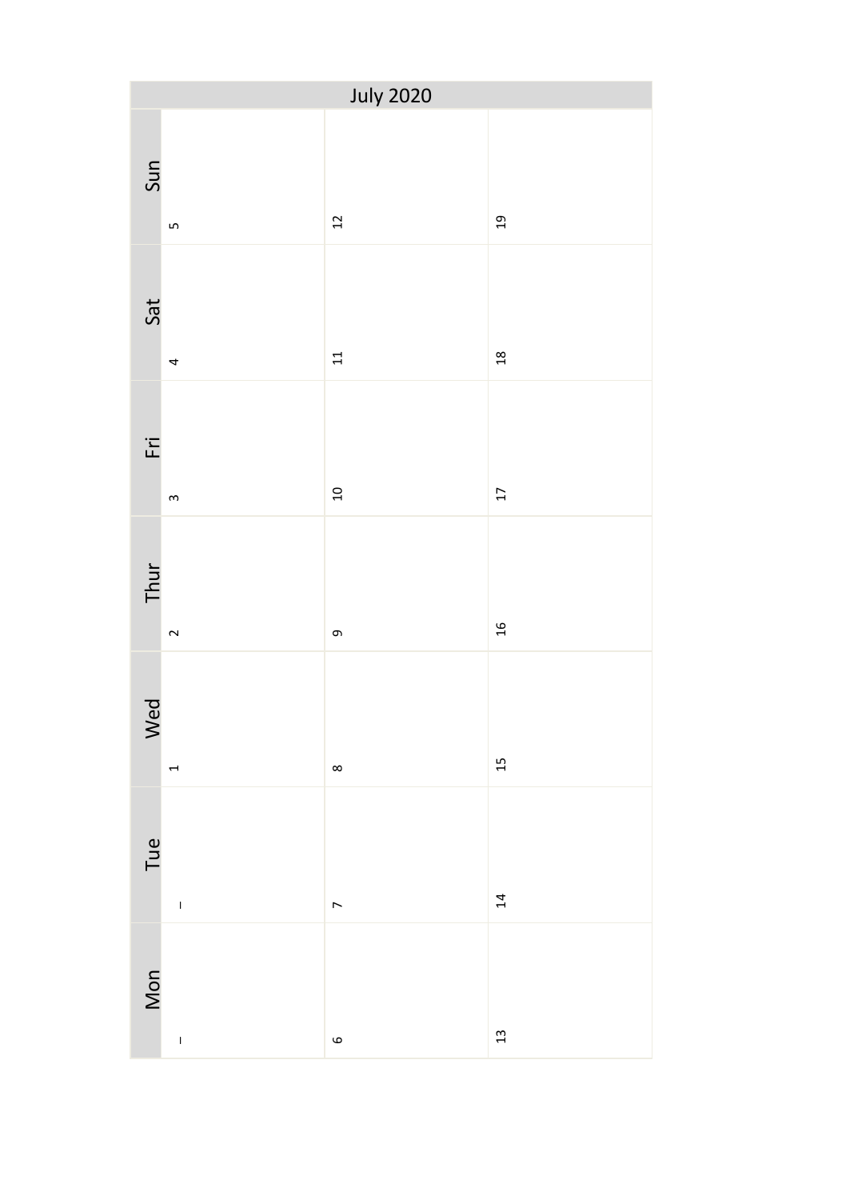| July 2020 | | | |
|---|---|---|---|
| Sun | 5 | 12 | 19 |
| Sat | 4 | 11 | 18 |
| Fri | 3 | 10 | 17 |
| Thur | 2 | 9 | 16 |
| Wed | 1 | 8 | 15 |
| Tue | – | 7 | 14 |
| Mon | – | 6 | 13 |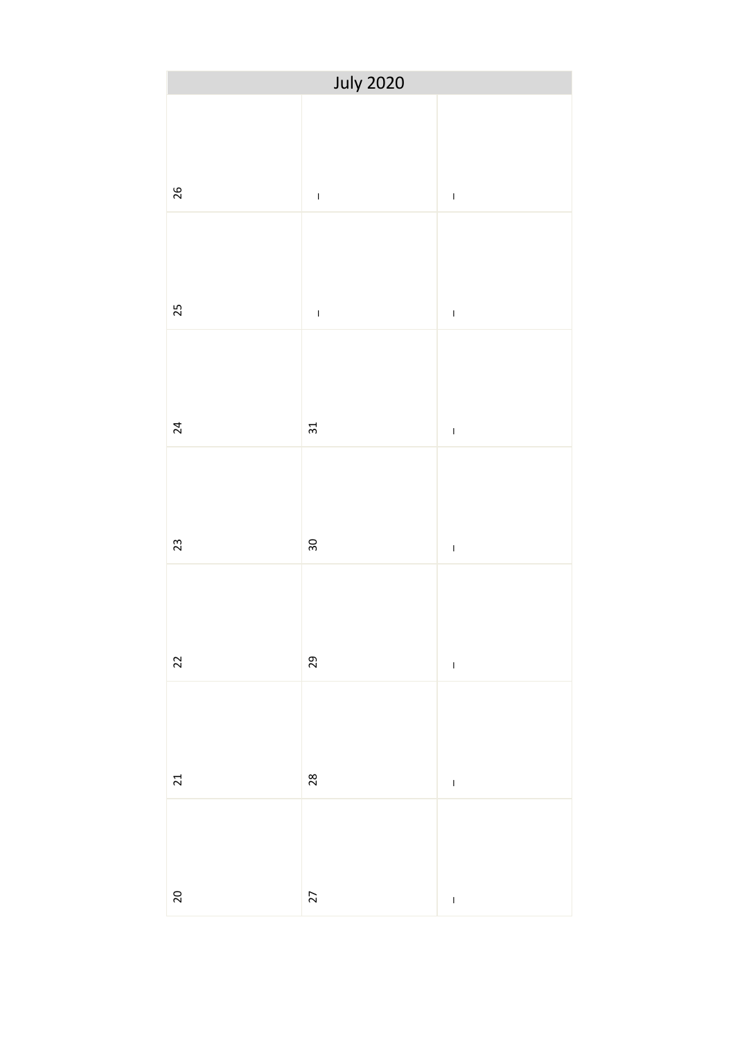# July 2020

| 20 | 21 | 22 | 23 | 24 | 25 | 26 |
|---|---|---|---|---|---|---|
| 27 | 28 | 29 | 30 | 31 | – | – |
| – | – | – | – | – | – | – |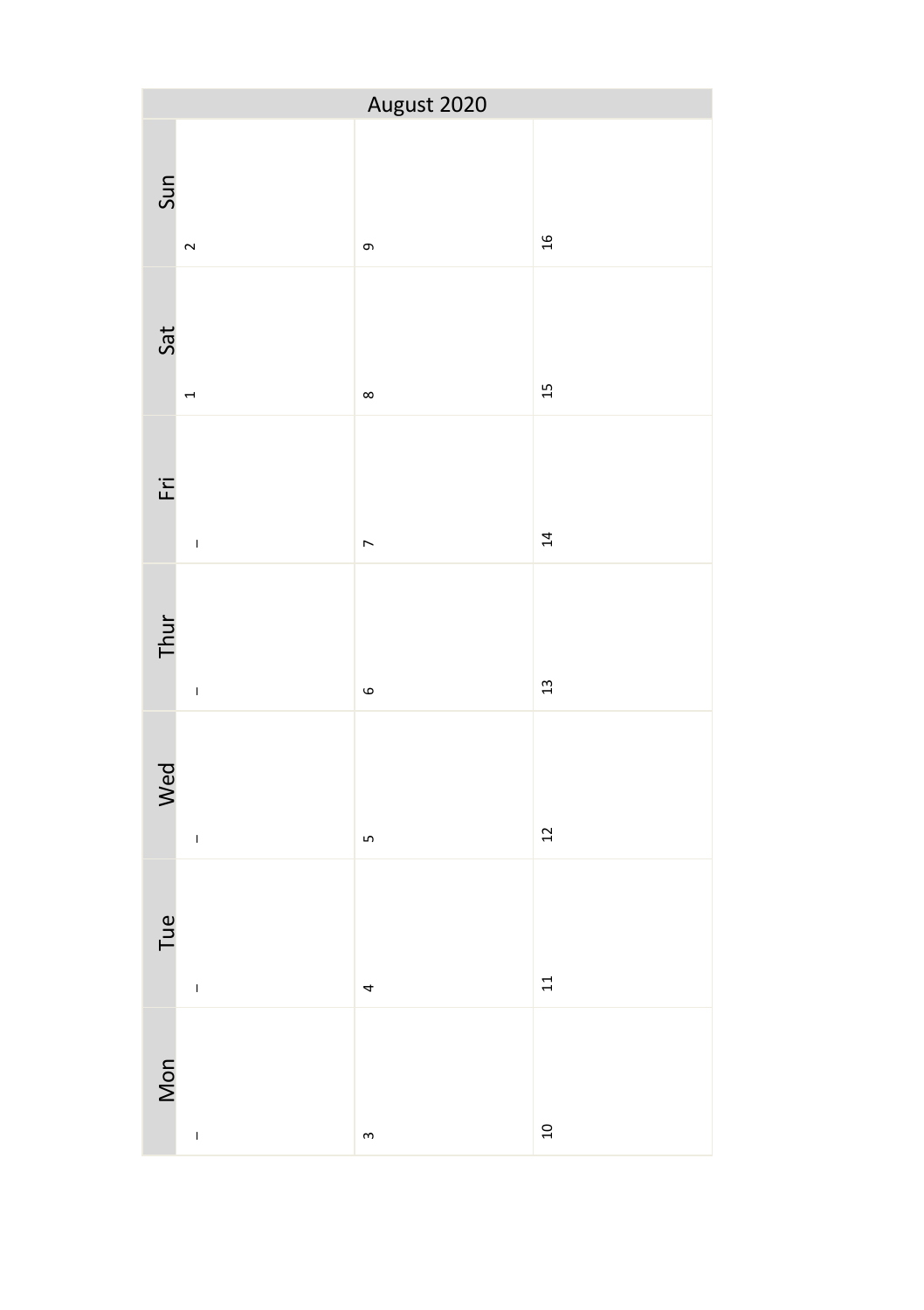# August 2020

| Mon | Tue | Wed | Thur | Fri | Sat | Sun |
|---|---|---|---|---|---|---|
| – | – | – | – | – | 1 | 2 |
| 3 | 4 | 5 | 6 | 7 | 8 | 9 |
| 10 | 11 | 12 | 13 | 14 | 15 | 16 |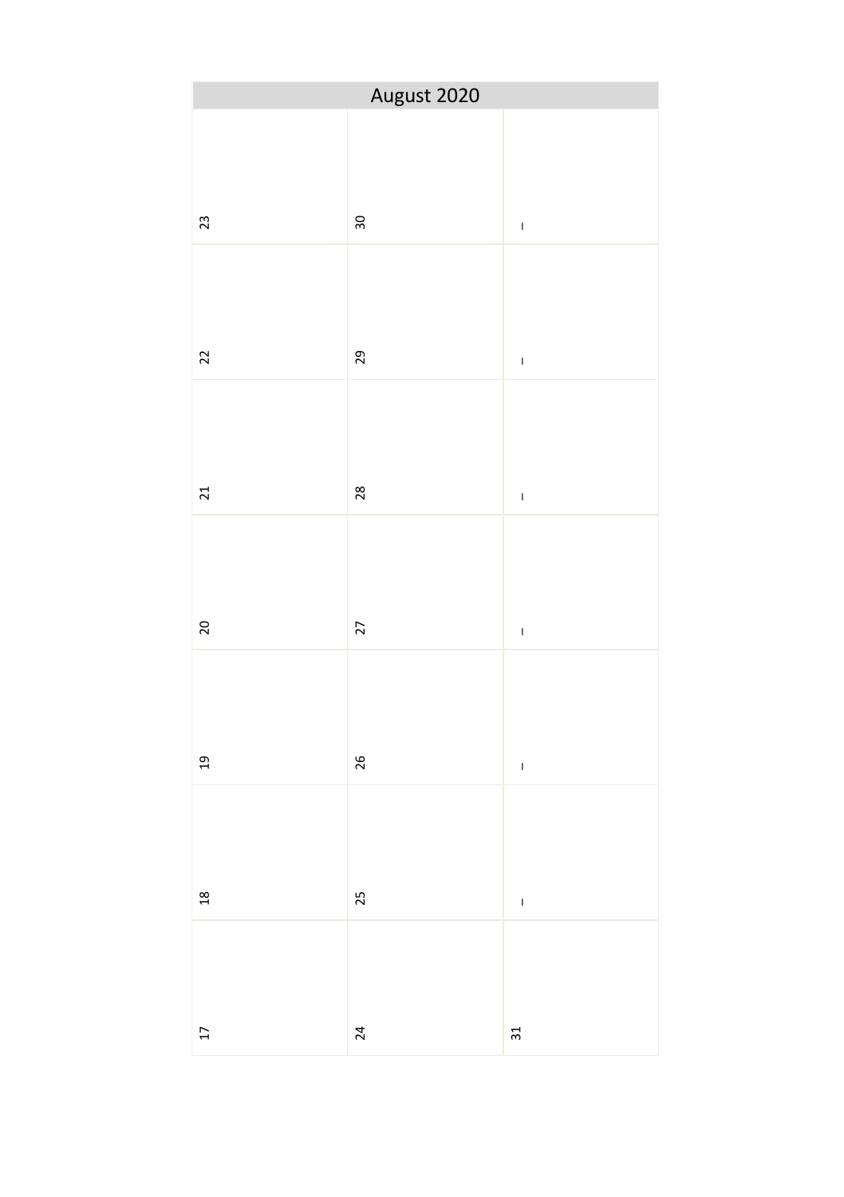## August 2020

| | | | | | | |
|---|---|---|---|---|---|---|
| 17 | 18 | 19 | 20 | 21 | 22 | 23 |
| 24 | 25 | 26 | 27 | 28 | 29 | 30 |
| 31 | – | – | – | – | – | – |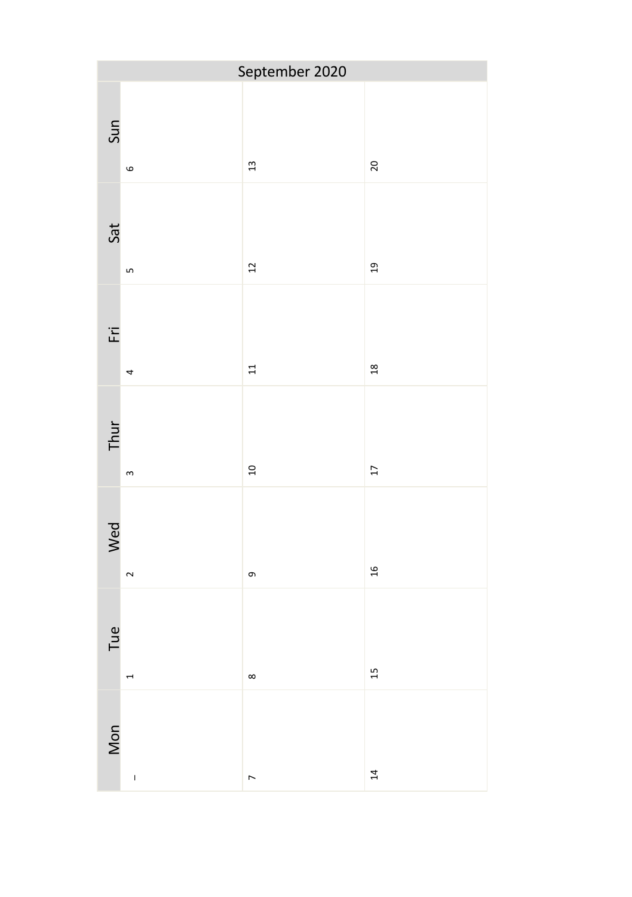# September 2020

| Mon | Tue | Wed | Thur | Fri | Sat | Sun |
|---|---|---|---|---|---|---|
| – | 1 | 2 | 3 | 4 | 5 | 6 |
| 7 | 8 | 9 | 10 | 11 | 12 | 13 |
| 14 | 15 | 16 | 17 | 18 | 19 | 20 |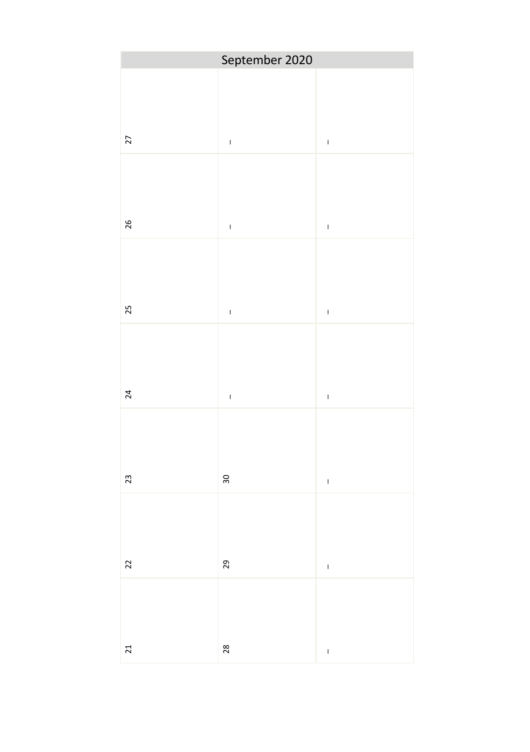# September 2020

| | | |
|---|---|---|
| 21 | 28 | – |
| 22 | 29 | – |
| 23 | 30 | – |
| 24 | – | – |
| 25 | – | – |
| 26 | – | – |
| 27 | – | – |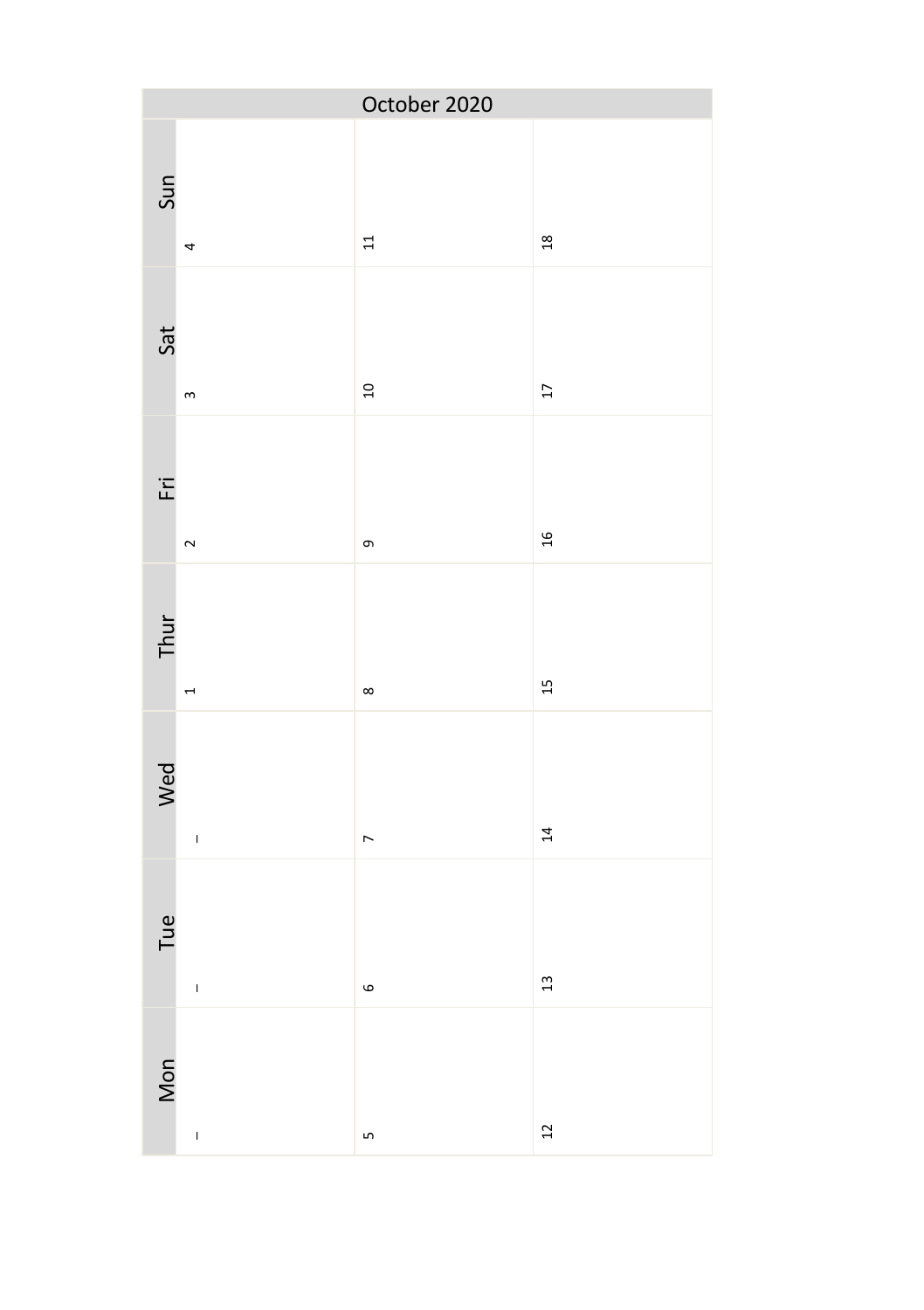# October 2020

| Mon | Tue | Wed | Thur | Fri | Sat | Sun |
|---|---|---|---|---|---|---|
| – | – | – | 1 | 2 | 3 | 4 |
| 5 | 6 | 7 | 8 | 9 | 10 | 11 |
| 12 | 13 | 14 | 15 | 16 | 17 | 18 |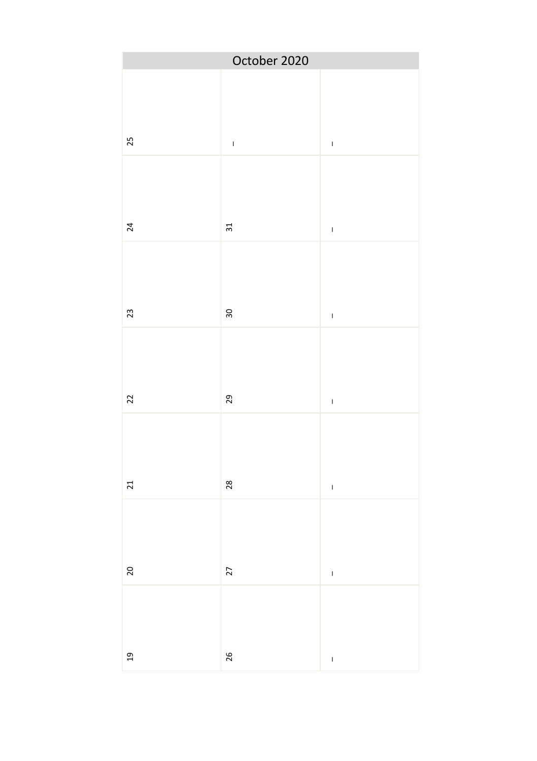# October 2020

| | | | | | | |
|---|---|---|---|---|---|---|
| 19 | 20 | 21 | 22 | 23 | 24 | 25 |
| 26 | 27 | 28 | 29 | 30 | 31 | – |
| – | – | – | – | – | – | – |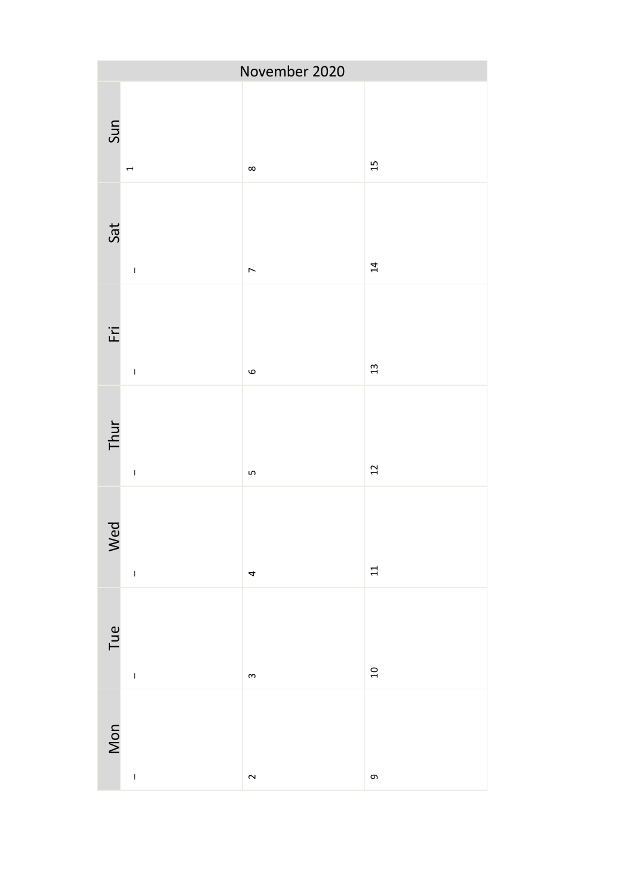| November 2020 | | | |
|---|---|---|---|
| Sun | 1 | 8 | 15 |
| Sat | – | 7 | 14 |
| Fri | – | 6 | 13 |
| Thur | – | 5 | 12 |
| Wed | – | 4 | 11 |
| Tue | – | 3 | 10 |
| Mon | – | 2 | 9 |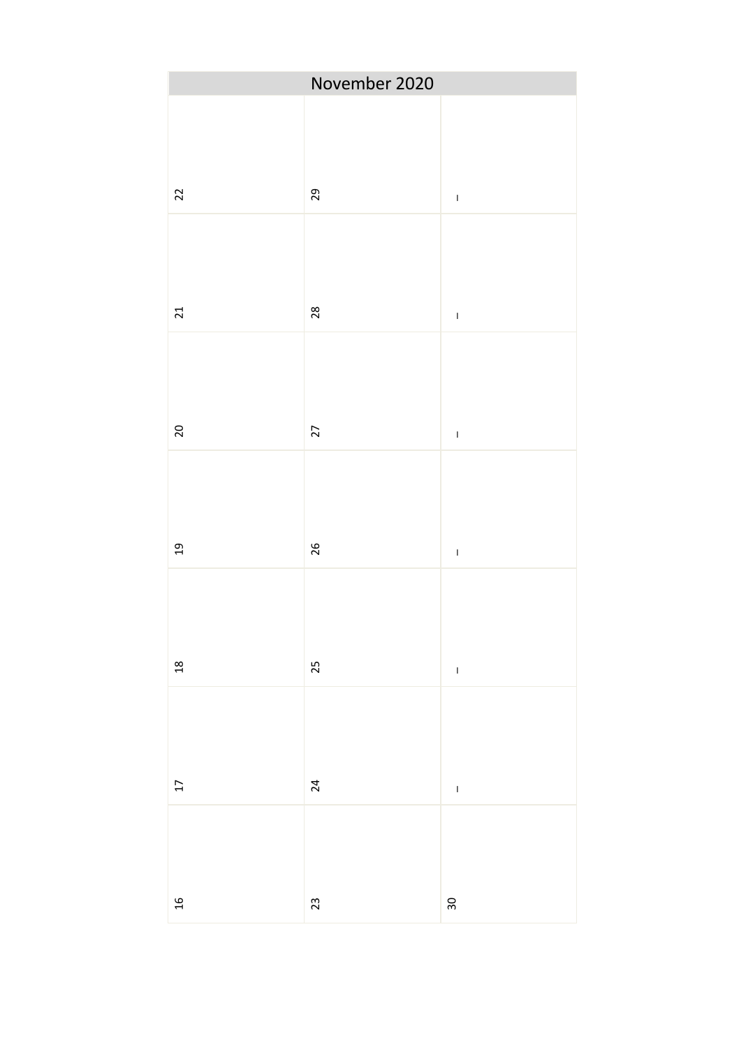# November 2020

| | | | | | | |
|---|---|---|---|---|---|---|
| 16 | 17 | 18 | 19 | 20 | 21 | 22 |
| 23 | 24 | 25 | 26 | 27 | 28 | 29 |
| 30 | – | – | – | – | – | – |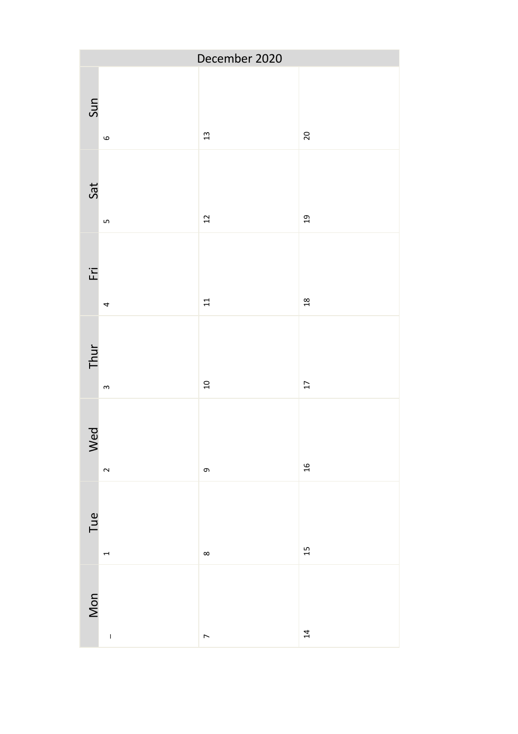## December 2020

| Mon | Tue | Wed | Thur | Fri | Sat | Sun |
|---|---|---|---|---|---|---|
| – | 1 | 2 | 3 | 4 | 5 | 6 |
| 7 | 8 | 9 | 10 | 11 | 12 | 13 |
| 14 | 15 | 16 | 17 | 18 | 19 | 20 |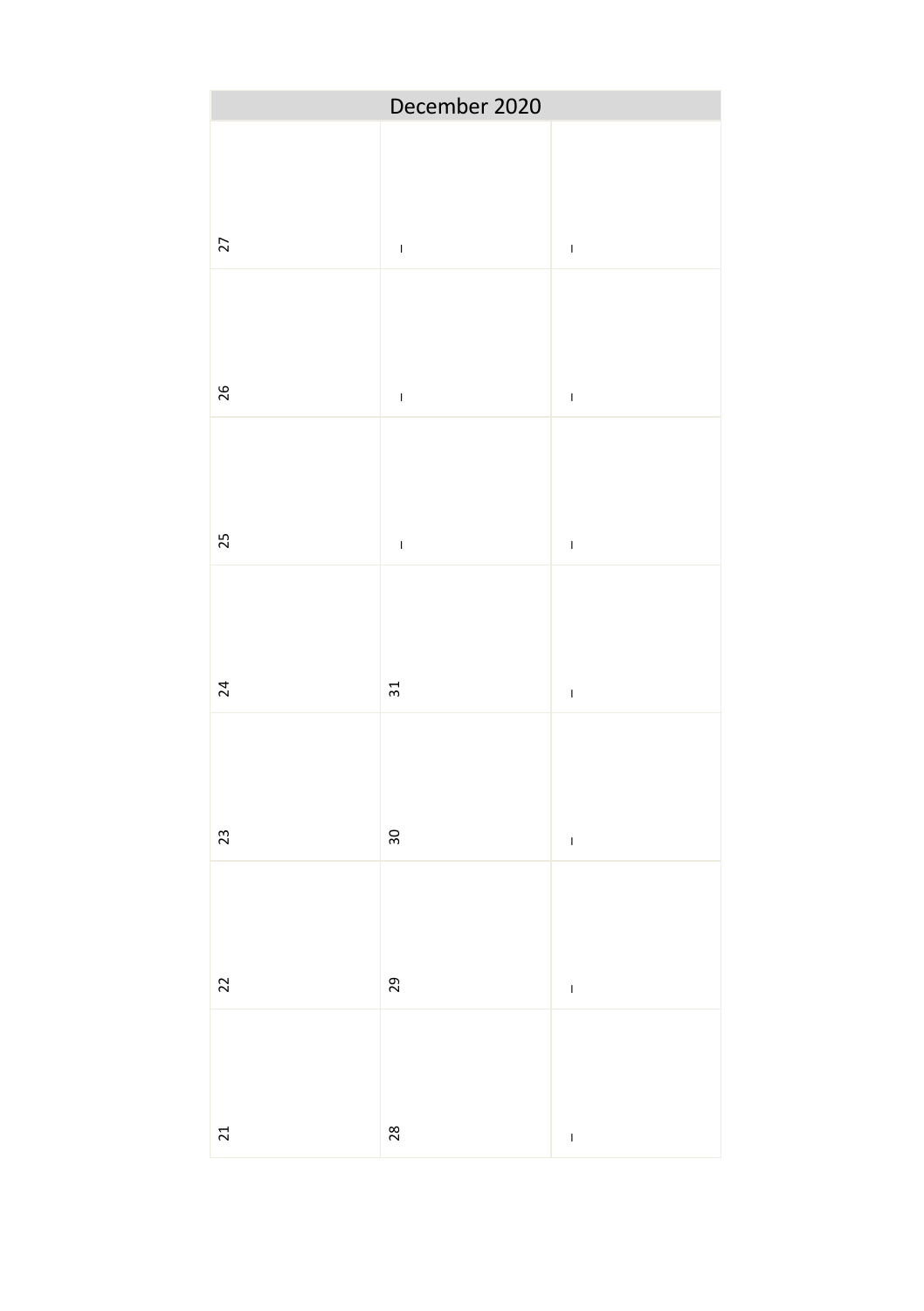December 2020

| | | | | | | |
|---|---|---|---|---|---|---|
| 21 | 22 | 23 | 24 | 25 | 26 | 27 |
| 28 | 29 | 30 | 31 | – | – | – |
| – | – | – | – | – | – | – |